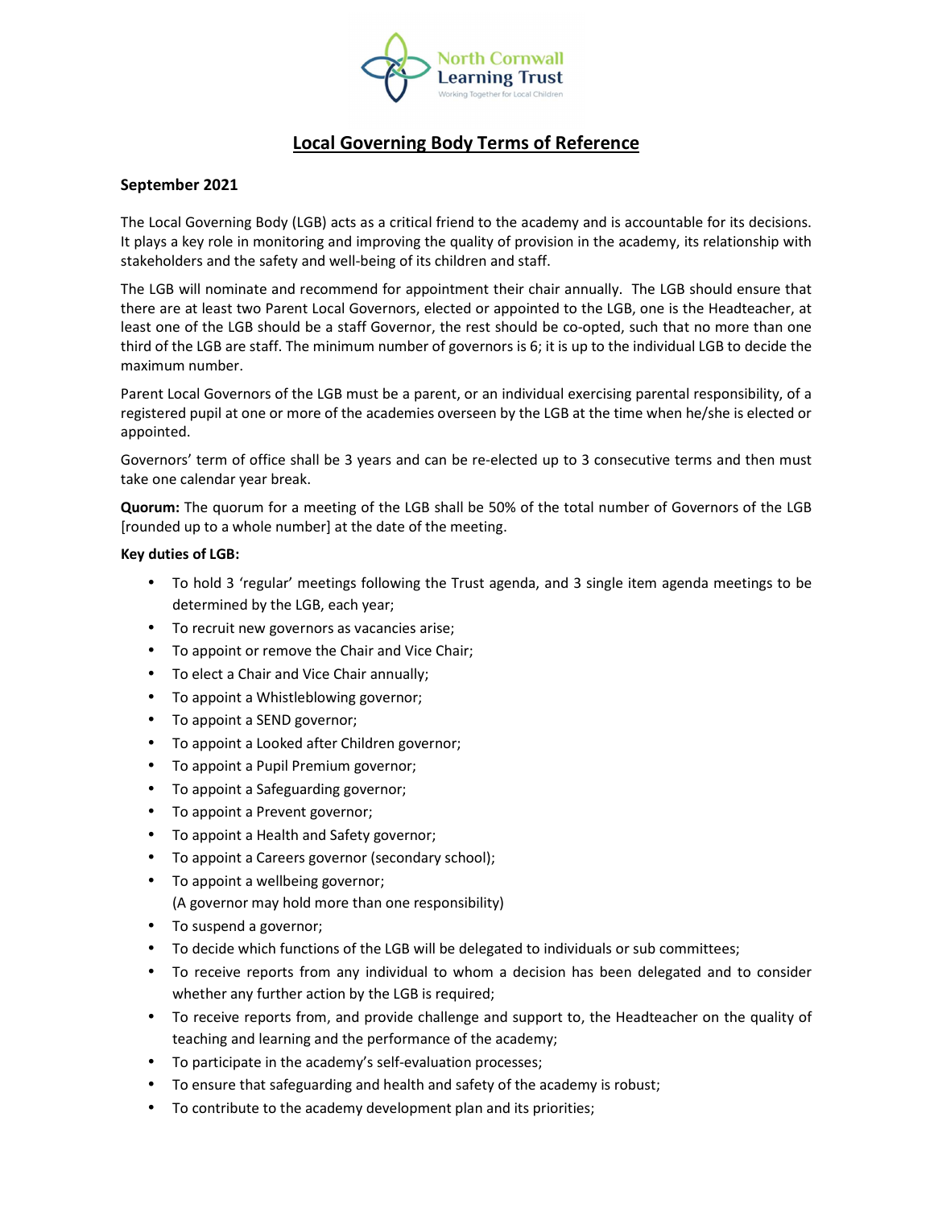North Cornwall Learning Trust

Working Together for Local Children

# Local Governing Body Terms of Reference

**September 2021**

The Local Governing Body (LGB) acts as a critical friend to the academy and is accountable for its decisions. It plays a key role in monitoring and improving the quality of provision in the academy, its relationship with stakeholders and the safety and well-being of its children and staff.

The LGB will nominate and recommend for appointment their chair annually. The LGB should ensure that there are at least two Parent Local Governors, elected or appointed to the LGB, one is the Headteacher, at least one of the LGB should be a staff Governor, the rest should be co-opted, such that no more than one third of the LGB are staff. The minimum number of governors is 6; it is up to the individual LGB to decide the maximum number.

Parent Local Governors of the LGB must be a parent, or an individual exercising parental responsibility, of a registered pupil at one or more of the academies overseen by the LGB at the time when he/she is elected or appointed.

Governors' term of office shall be 3 years and can be re-elected up to 3 consecutive terms and then must take one calendar year break.

**Quorum:** The quorum for a meeting of the LGB shall be 50% of the total number of Governors of the LGB [rounded up to a whole number] at the date of the meeting.

**Key duties of LGB:**

- To hold 3 'regular' meetings following the Trust agenda, and 3 single item agenda meetings to be determined by the LGB, each year;
- To recruit new governors as vacancies arise;
- To appoint or remove the Chair and Vice Chair;
- To elect a Chair and Vice Chair annually;
- To appoint a Whistleblowing governor;
- To appoint a SEND governor;
- To appoint a Looked after Children governor;
- To appoint a Pupil Premium governor;
- To appoint a Safeguarding governor;
- To appoint a Prevent governor;
- To appoint a Health and Safety governor;
- To appoint a Careers governor (secondary school);
- To appoint a wellbeing governor;
  (A governor may hold more than one responsibility)
- To suspend a governor;
- To decide which functions of the LGB will be delegated to individuals or sub committees;
- To receive reports from any individual to whom a decision has been delegated and to consider whether any further action by the LGB is required;
- To receive reports from, and provide challenge and support to, the Headteacher on the quality of teaching and learning and the performance of the academy;
- To participate in the academy's self-evaluation processes;
- To ensure that safeguarding and health and safety of the academy is robust;
- To contribute to the academy development plan and its priorities;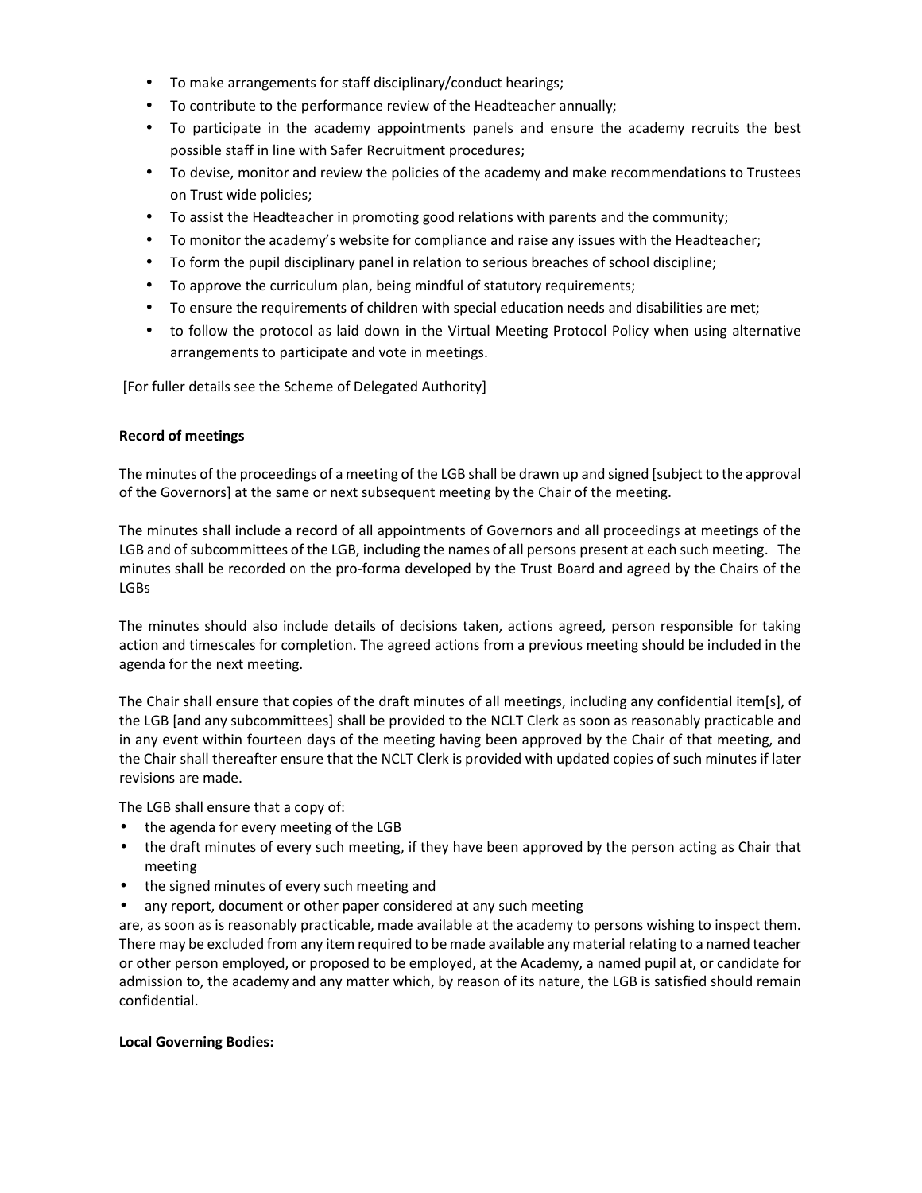- To make arrangements for staff disciplinary/conduct hearings;
- To contribute to the performance review of the Headteacher annually;
- To participate in the academy appointments panels and ensure the academy recruits the best possible staff in line with Safer Recruitment procedures;
- To devise, monitor and review the policies of the academy and make recommendations to Trustees on Trust wide policies;
- To assist the Headteacher in promoting good relations with parents and the community;
- To monitor the academy's website for compliance and raise any issues with the Headteacher;
- To form the pupil disciplinary panel in relation to serious breaches of school discipline;
- To approve the curriculum plan, being mindful of statutory requirements;
- To ensure the requirements of children with special education needs and disabilities are met;
- to follow the protocol as laid down in the Virtual Meeting Protocol Policy when using alternative arrangements to participate and vote in meetings.

[For fuller details see the Scheme of Delegated Authority]

**Record of meetings**

The minutes of the proceedings of a meeting of the LGB shall be drawn up and signed [subject to the approval of the Governors] at the same or next subsequent meeting by the Chair of the meeting.

The minutes shall include a record of all appointments of Governors and all proceedings at meetings of the LGB and of subcommittees of the LGB, including the names of all persons present at each such meeting. The minutes shall be recorded on the pro-forma developed by the Trust Board and agreed by the Chairs of the LGBs

The minutes should also include details of decisions taken, actions agreed, person responsible for taking action and timescales for completion. The agreed actions from a previous meeting should be included in the agenda for the next meeting.

The Chair shall ensure that copies of the draft minutes of all meetings, including any confidential item[s], of the LGB [and any subcommittees] shall be provided to the NCLT Clerk as soon as reasonably practicable and in any event within fourteen days of the meeting having been approved by the Chair of that meeting, and the Chair shall thereafter ensure that the NCLT Clerk is provided with updated copies of such minutes if later revisions are made.

The LGB shall ensure that a copy of:

- the agenda for every meeting of the LGB
- the draft minutes of every such meeting, if they have been approved by the person acting as Chair that meeting
- the signed minutes of every such meeting and
- any report, document or other paper considered at any such meeting

are, as soon as is reasonably practicable, made available at the academy to persons wishing to inspect them. There may be excluded from any item required to be made available any material relating to a named teacher or other person employed, or proposed to be employed, at the Academy, a named pupil at, or candidate for admission to, the academy and any matter which, by reason of its nature, the LGB is satisfied should remain confidential.

**Local Governing Bodies:**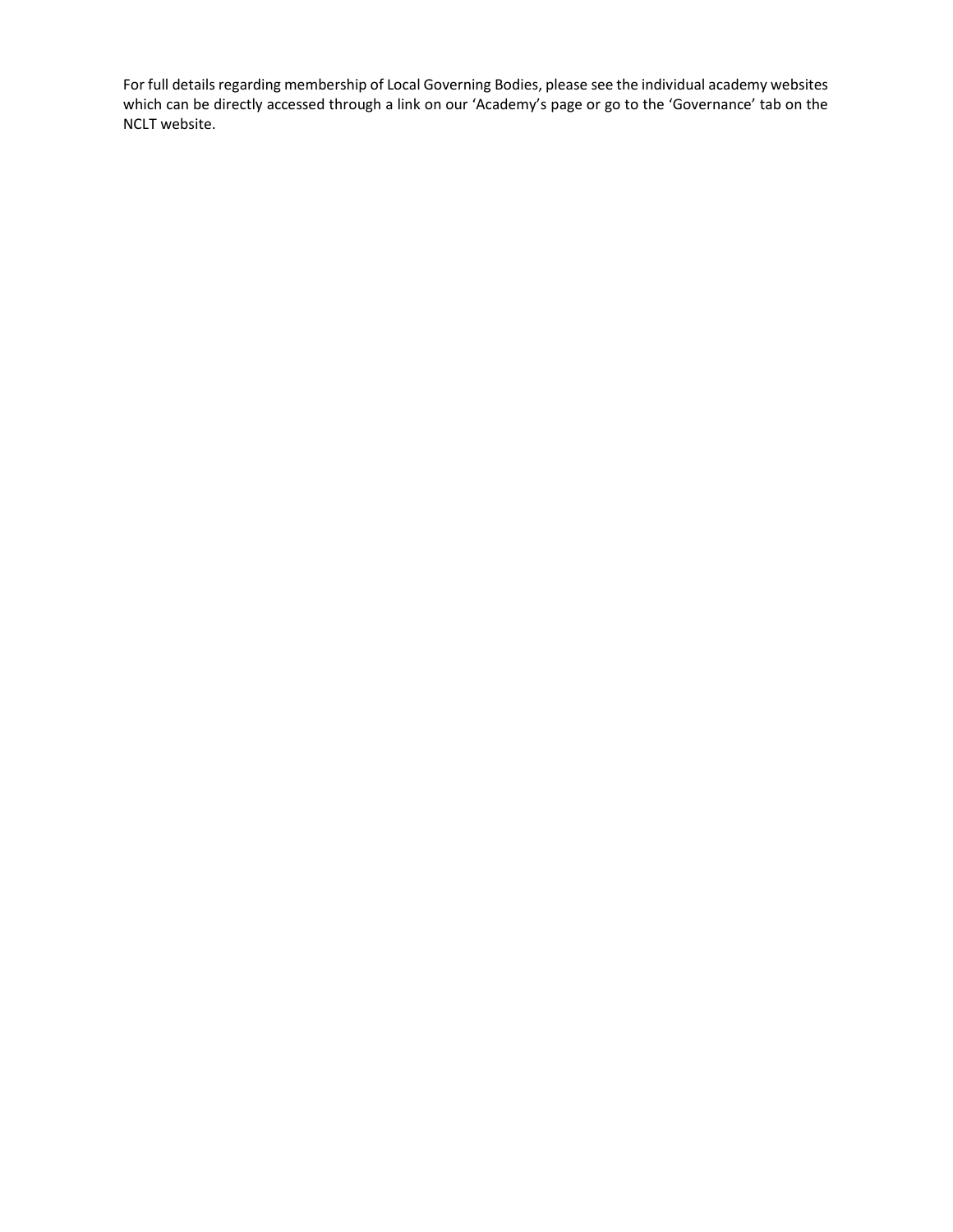For full details regarding membership of Local Governing Bodies, please see the individual academy websites which can be directly accessed through a link on our 'Academy's page or go to the 'Governance' tab on the NCLT website.